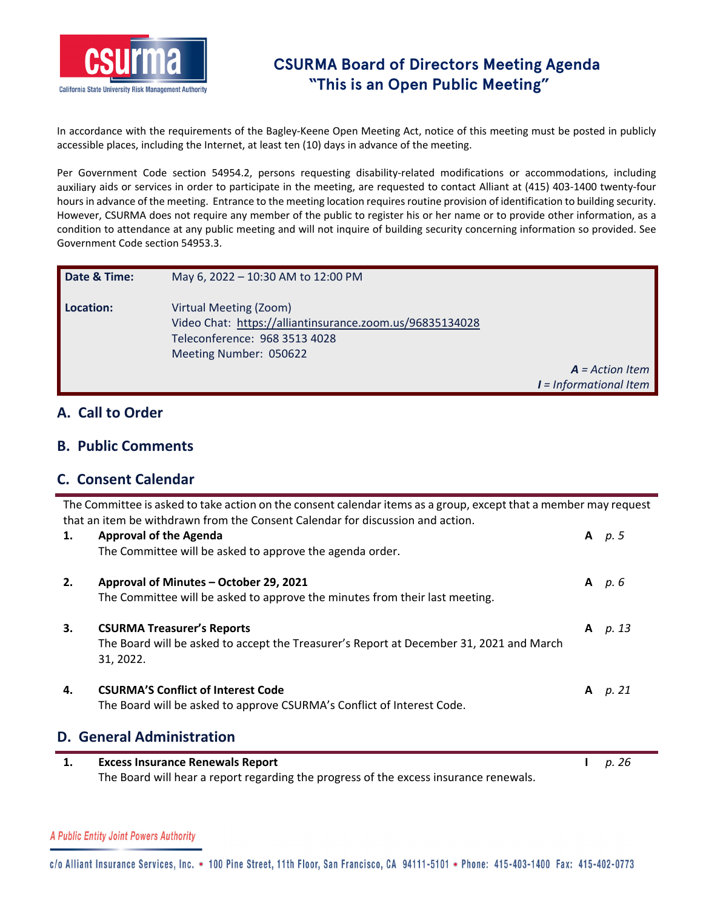# CSURMA Board of Directors Meeting Agenda
## "This is an Open Public Meeting"

In accordance with the requirements of the Bagley-Keene Open Meeting Act, notice of this meeting must be posted in publicly accessible places, including the Internet, at least ten (10) days in advance of the meeting.

Per Government Code section 54954.2, persons requesting disability-related modifications or accommodations, including auxiliary aids or services in order to participate in the meeting, are requested to contact Alliant at (415) 403-1400 twenty-four hours in advance of the meeting. Entrance to the meeting location requires routine provision of identification to building security. However, CSURMA does not require any member of the public to register his or her name or to provide other information, as a condition to attendance at any public meeting and will not inquire of building security concerning information so provided. See Government Code section 54953.3.

| | |
|---|---|
| **Date & Time:** | May 6, 2022 – 10:30 AM to 12:00 PM |
| **Location:** | Virtual Meeting (Zoom)<br>Video Chat: https://alliantinsurance.zoom.us/96835134028<br>Teleconference: 968 3513 4028<br>Meeting Number: 050622 |

***A** = Action Item*
***I** = Informational Item*

## A. Call to Order

## B. Public Comments

## C. Consent Calendar

The Committee is asked to take action on the consent calendar items as a group, except that a member may request that an item be withdrawn from the Consent Calendar for discussion and action.

| | | | |
|---|---|---|---|
| **1.** | **Approval of the Agenda**<br>The Committee will be asked to approve the agenda order. | **A** | *p. 5* |
| **2.** | **Approval of Minutes – October 29, 2021**<br>The Committee will be asked to approve the minutes from their last meeting. | **A** | *p. 6* |
| **3.** | **CSURMA Treasurer's Reports**<br>The Board will be asked to accept the Treasurer's Report at December 31, 2021 and March 31, 2022. | **A** | *p. 13* |
| **4.** | **CSURMA'S Conflict of Interest Code**<br>The Board will be asked to approve CSURMA's Conflict of Interest Code. | **A** | *p. 21* |

## D. General Administration

| | | | |
|---|---|---|---|
| **1.** | **Excess Insurance Renewals Report**<br>The Board will hear a report regarding the progress of the excess insurance renewals. | **I** | *p. 26* |

*A Public Entity Joint Powers Authority*

c/o Alliant Insurance Services, Inc. • 100 Pine Street, 11th Floor, San Francisco, CA 94111-5101 • Phone: 415-403-1400 Fax: 415-402-0773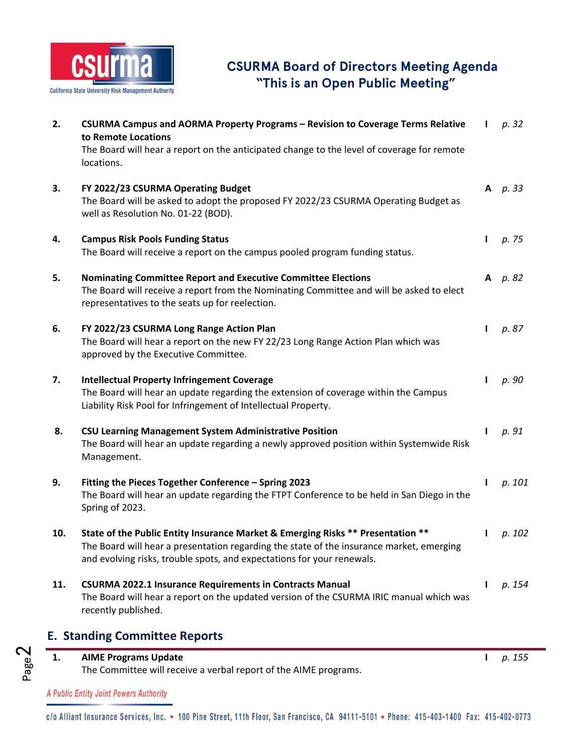| | | | |
|---|---|---|---|
| **2.** | **CSURMA Campus and AORMA Property Programs – Revision to Coverage Terms Relative to Remote Locations**<br>The Board will hear a report on the anticipated change to the level of coverage for remote locations. | **I** | *p. 32* |
| **3.** | **FY 2022/23 CSURMA Operating Budget**<br>The Board will be asked to adopt the proposed FY 2022/23 CSURMA Operating Budget as well as Resolution No. 01-22 (BOD). | **A** | *p. 33* |
| **4.** | **Campus Risk Pools Funding Status**<br>The Board will receive a report on the campus pooled program funding status. | **I** | *p. 75* |
| **5.** | **Nominating Committee Report and Executive Committee Elections**<br>The Board will receive a report from the Nominating Committee and will be asked to elect representatives to the seats up for reelection. | **A** | *p. 82* |
| **6.** | **FY 2022/23 CSURMA Long Range Action Plan**<br>The Board will hear a report on the new FY 22/23 Long Range Action Plan which was approved by the Executive Committee. | **I** | *p. 87* |
| **7.** | **Intellectual Property Infringement Coverage**<br>The Board will hear an update regarding the extension of coverage within the Campus Liability Risk Pool for Infringement of Intellectual Property. | **I** | *p. 90* |
| **8.** | **CSU Learning Management System Administrative Position**<br>The Board will hear an update regarding a newly approved position within Systemwide Risk Management. | **I** | *p. 91* |
| **9.** | **Fitting the Pieces Together Conference – Spring 2023**<br>The Board will hear an update regarding the FTPT Conference to be held in San Diego in the Spring of 2023. | **I** | *p. 101* |
| **10.** | **State of the Public Entity Insurance Market & Emerging Risks ** Presentation ****<br>The Board will hear a presentation regarding the state of the insurance market, emerging and evolving risks, trouble spots, and expectations for your renewals. | **I** | *p. 102* |
| **11.** | **CSURMA 2022.1 Insurance Requirements in Contracts Manual**<br>The Board will hear a report on the updated version of the CSURMA IRIC manual which was recently published. | **I** | *p. 154* |

## E. Standing Committee Reports

| | | | |
|---|---|---|---|
| **1.** | **AIME Programs Update**<br>The Committee will receive a verbal report of the AIME programs. | **I** | *p. 155* |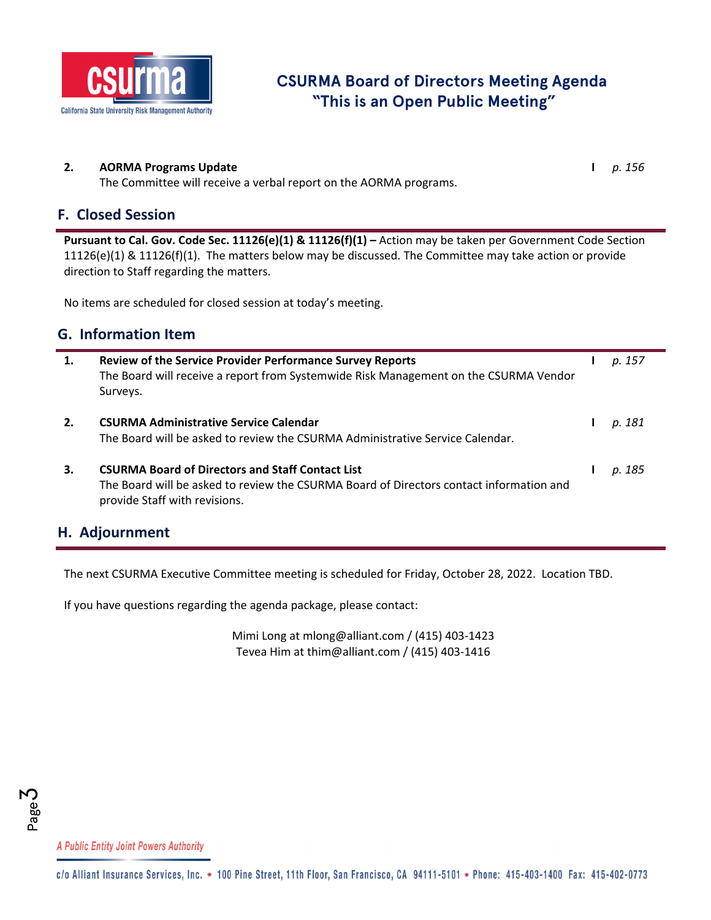**2.** **AORMA Programs Update** — I — *p. 156*

The Committee will receive a verbal report on the AORMA programs.

## F. Closed Session

**Pursuant to Cal. Gov. Code Sec. 11126(e)(1) & 11126(f)(1) –** Action may be taken per Government Code Section 11126(e)(1) & 11126(f)(1). The matters below may be discussed. The Committee may take action or provide direction to Staff regarding the matters.

No items are scheduled for closed session at today's meeting.

## G. Information Item

**1.** **Review of the Service Provider Performance Survey Reports** — I — *p. 157*

The Board will receive a report from Systemwide Risk Management on the CSURMA Vendor Surveys.

**2.** **CSURMA Administrative Service Calendar** — I — *p. 181*

The Board will be asked to review the CSURMA Administrative Service Calendar.

**3.** **CSURMA Board of Directors and Staff Contact List** — I — *p. 185*

The Board will be asked to review the CSURMA Board of Directors contact information and provide Staff with revisions.

## H. Adjournment

The next CSURMA Executive Committee meeting is scheduled for Friday, October 28, 2022. Location TBD.

If you have questions regarding the agenda package, please contact:

Mimi Long at mlong@alliant.com / (415) 403-1423
Tevea Him at thim@alliant.com / (415) 403-1416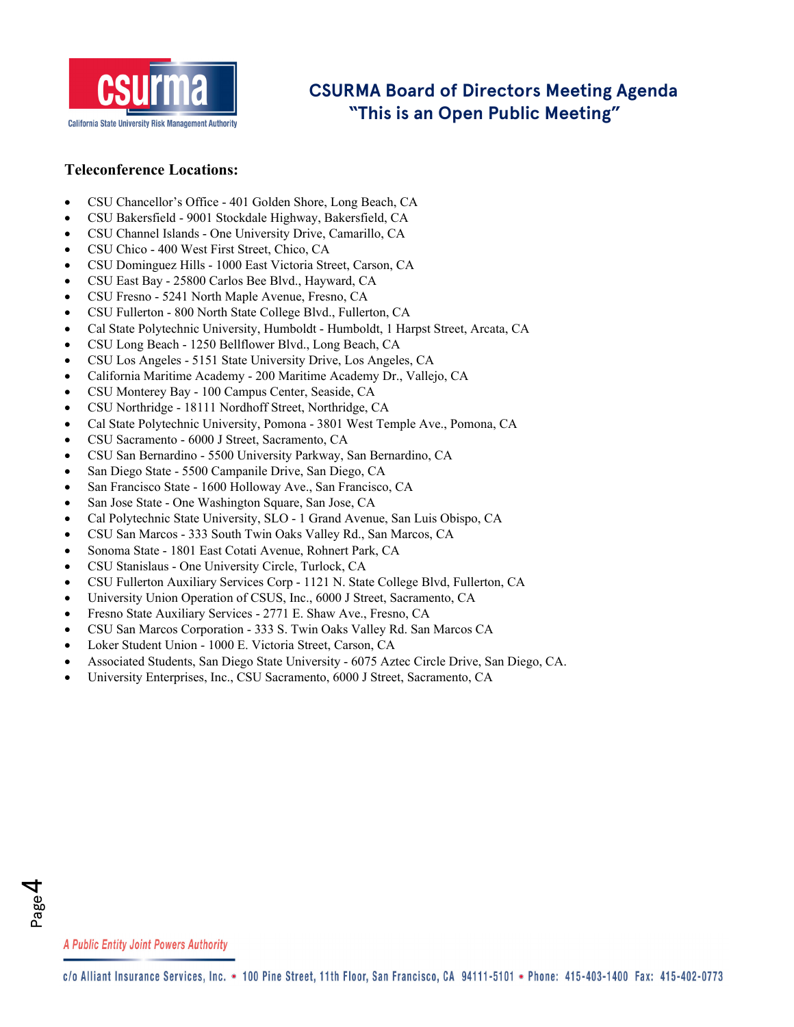# CSURMA Board of Directors Meeting Agenda
## "This is an Open Public Meeting"

**Teleconference Locations:**

- CSU Chancellor's Office - 401 Golden Shore, Long Beach, CA
- CSU Bakersfield - 9001 Stockdale Highway, Bakersfield, CA
- CSU Channel Islands - One University Drive, Camarillo, CA
- CSU Chico - 400 West First Street, Chico, CA
- CSU Dominguez Hills - 1000 East Victoria Street, Carson, CA
- CSU East Bay - 25800 Carlos Bee Blvd., Hayward, CA
- CSU Fresno - 5241 North Maple Avenue, Fresno, CA
- CSU Fullerton - 800 North State College Blvd., Fullerton, CA
- Cal State Polytechnic University, Humboldt - Humboldt, 1 Harpst Street, Arcata, CA
- CSU Long Beach - 1250 Bellflower Blvd., Long Beach, CA
- CSU Los Angeles - 5151 State University Drive, Los Angeles, CA
- California Maritime Academy - 200 Maritime Academy Dr., Vallejo, CA
- CSU Monterey Bay - 100 Campus Center, Seaside, CA
- CSU Northridge - 18111 Nordhoff Street, Northridge, CA
- Cal State Polytechnic University, Pomona - 3801 West Temple Ave., Pomona, CA
- CSU Sacramento - 6000 J Street, Sacramento, CA
- CSU San Bernardino - 5500 University Parkway, San Bernardino, CA
- San Diego State - 5500 Campanile Drive, San Diego, CA
- San Francisco State - 1600 Holloway Ave., San Francisco, CA
- San Jose State - One Washington Square, San Jose, CA
- Cal Polytechnic State University, SLO - 1 Grand Avenue, San Luis Obispo, CA
- CSU San Marcos - 333 South Twin Oaks Valley Rd., San Marcos, CA
- Sonoma State - 1801 East Cotati Avenue, Rohnert Park, CA
- CSU Stanislaus - One University Circle, Turlock, CA
- CSU Fullerton Auxiliary Services Corp - 1121 N. State College Blvd, Fullerton, CA
- University Union Operation of CSUS, Inc., 6000 J Street, Sacramento, CA
- Fresno State Auxiliary Services - 2771 E. Shaw Ave., Fresno, CA
- CSU San Marcos Corporation - 333 S. Twin Oaks Valley Rd. San Marcos CA
- Loker Student Union - 1000 E. Victoria Street, Carson, CA
- Associated Students, San Diego State University - 6075 Aztec Circle Drive, San Diego, CA.
- University Enterprises, Inc., CSU Sacramento, 6000 J Street, Sacramento, CA